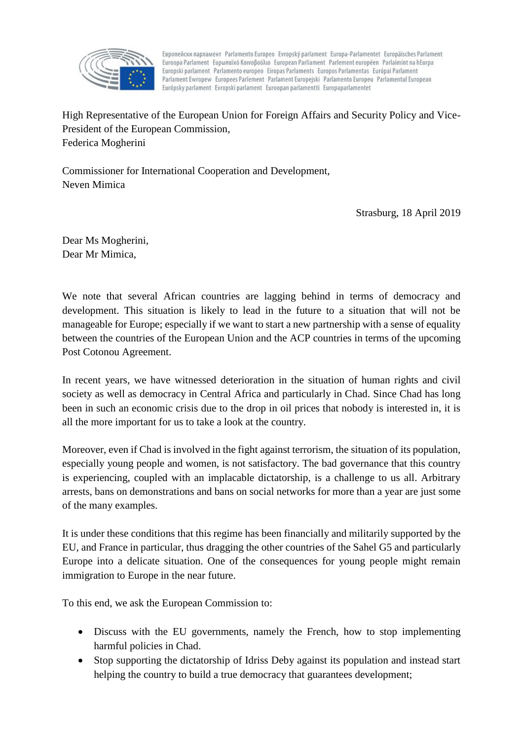Европейски парламент Parlamento Europeo Evropský parlament Europa-Parlamentet Europäisches Parlament Euroopa Parlament Ευρωπαϊκό Κοινοβούλιο European Parliament Parlement européen Parlaimint na hEorpa Europski parlament Parlamento europeo Eiropas Parlaments Europos Parlamentas Európai Parlament Parlament Ewropew Europees Parlement Parlament Europejski Parlamento Europeu Parlamentul European Európsky parlament Evropski parlament Euroopan parlamentti Europaparlamentet

High Representative of the European Union for Foreign Affairs and Security Policy and Vice-President of the European Commission,
Federica Mogherini

Commissioner for International Cooperation and Development,
Neven Mimica

Strasburg, 18 April 2019

Dear Ms Mogherini,
Dear Mr Mimica,

We note that several African countries are lagging behind in terms of democracy and development. This situation is likely to lead in the future to a situation that will not be manageable for Europe; especially if we want to start a new partnership with a sense of equality between the countries of the European Union and the ACP countries in terms of the upcoming Post Cotonou Agreement.

In recent years, we have witnessed deterioration in the situation of human rights and civil society as well as democracy in Central Africa and particularly in Chad. Since Chad has long been in such an economic crisis due to the drop in oil prices that nobody is interested in, it is all the more important for us to take a look at the country.

Moreover, even if Chad is involved in the fight against terrorism, the situation of its population, especially young people and women, is not satisfactory. The bad governance that this country is experiencing, coupled with an implacable dictatorship, is a challenge to us all. Arbitrary arrests, bans on demonstrations and bans on social networks for more than a year are just some of the many examples.

It is under these conditions that this regime has been financially and militarily supported by the EU, and France in particular, thus dragging the other countries of the Sahel G5 and particularly Europe into a delicate situation. One of the consequences for young people might remain immigration to Europe in the near future.

To this end, we ask the European Commission to:

- Discuss with the EU governments, namely the French, how to stop implementing harmful policies in Chad.
- Stop supporting the dictatorship of Idriss Deby against its population and instead start helping the country to build a true democracy that guarantees development;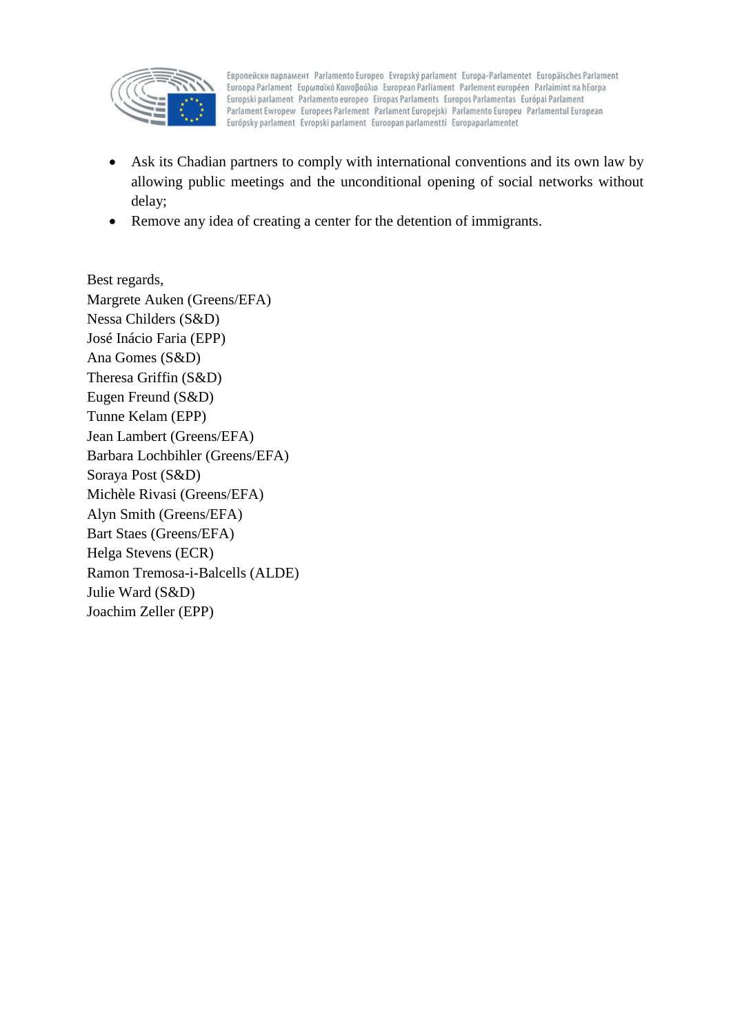- Ask its Chadian partners to comply with international conventions and its own law by allowing public meetings and the unconditional opening of social networks without delay;
- Remove any idea of creating a center for the detention of immigrants.

Best regards,
Margrete Auken (Greens/EFA)
Nessa Childers (S&D)
José Inácio Faria (EPP)
Ana Gomes (S&D)
Theresa Griffin (S&D)
Eugen Freund (S&D)
Tunne Kelam (EPP)
Jean Lambert (Greens/EFA)
Barbara Lochbihler (Greens/EFA)
Soraya Post (S&D)
Michèle Rivasi (Greens/EFA)
Alyn Smith (Greens/EFA)
Bart Staes (Greens/EFA)
Helga Stevens (ECR)
Ramon Tremosa-i-Balcells (ALDE)
Julie Ward (S&D)
Joachim Zeller (EPP)